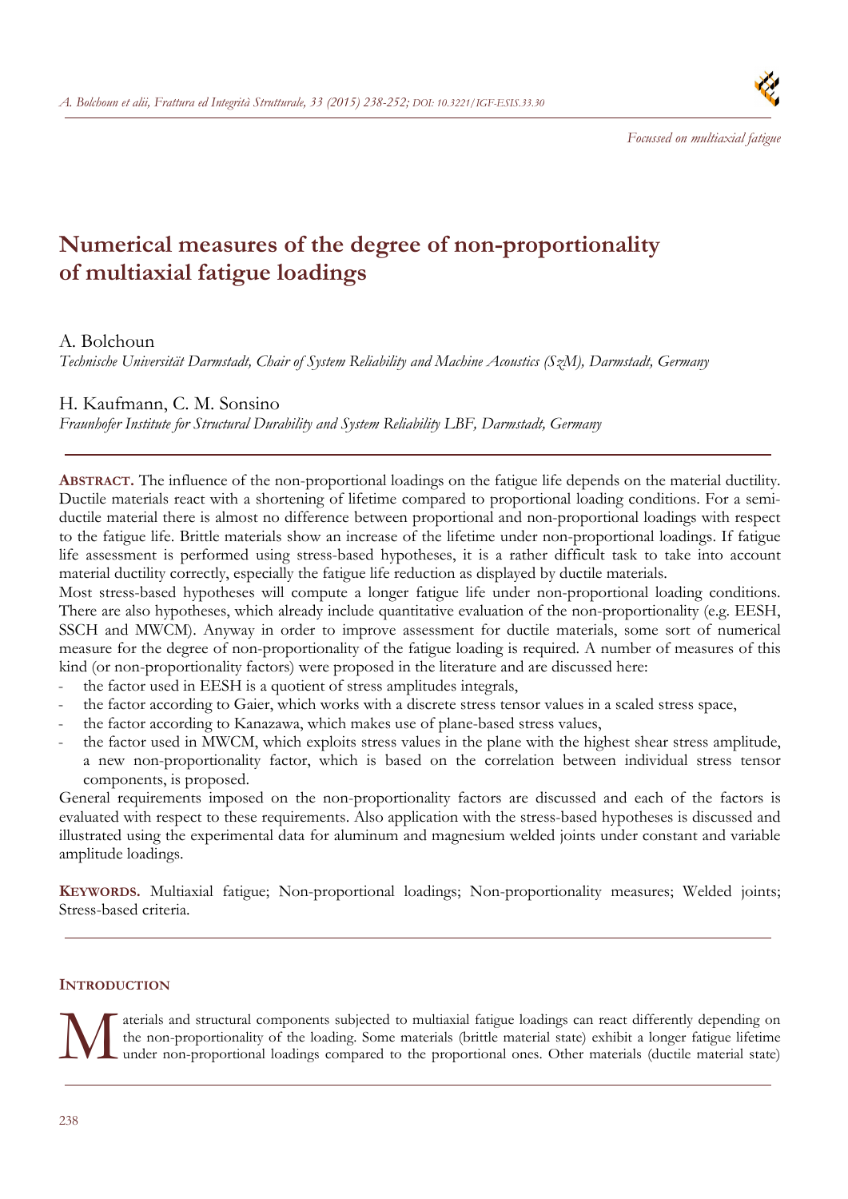*Focussed on multiaxial fatigue*

# Numerical measures of the degree of non-proportionality of multiaxial fatigue loadings

A. Bolchoun
*Technische Universität Darmstadt, Chair of System Reliability and Machine Acoustics (SzM), Darmstadt, Germany*

H. Kaufmann, C. M. Sonsino
*Fraunhofer Institute for Structural Durability and System Reliability LBF, Darmstadt, Germany*

**ABSTRACT.** The influence of the non-proportional loadings on the fatigue life depends on the material ductility. Ductile materials react with a shortening of lifetime compared to proportional loading conditions. For a semi-ductile material there is almost no difference between proportional and non-proportional loadings with respect to the fatigue life. Brittle materials show an increase of the lifetime under non-proportional loadings. If fatigue life assessment is performed using stress-based hypotheses, it is a rather difficult task to take into account material ductility correctly, especially the fatigue life reduction as displayed by ductile materials.

Most stress-based hypotheses will compute a longer fatigue life under non-proportional loading conditions. There are also hypotheses, which already include quantitative evaluation of the non-proportionality (e.g. EESH, SSCH and MWCM). Anyway in order to improve assessment for ductile materials, some sort of numerical measure for the degree of non-proportionality of the fatigue loading is required. A number of measures of this kind (or non-proportionality factors) were proposed in the literature and are discussed here:

- the factor used in EESH is a quotient of stress amplitudes integrals,
- the factor according to Gaier, which works with a discrete stress tensor values in a scaled stress space,
- the factor according to Kanazawa, which makes use of plane-based stress values,
- the factor used in MWCM, which exploits stress values in the plane with the highest shear stress amplitude, a new non-proportionality factor, which is based on the correlation between individual stress tensor components, is proposed.

General requirements imposed on the non-proportionality factors are discussed and each of the factors is evaluated with respect to these requirements. Also application with the stress-based hypotheses is discussed and illustrated using the experimental data for aluminum and magnesium welded joints under constant and variable amplitude loadings.

**KEYWORDS.** Multiaxial fatigue; Non-proportional loadings; Non-proportionality measures; Welded joints; Stress-based criteria.

## INTRODUCTION

Materials and structural components subjected to multiaxial fatigue loadings can react differently depending on the non-proportionality of the loading. Some materials (brittle material state) exhibit a longer fatigue lifetime under non-proportional loadings compared to the proportional ones. Other materials (ductile material state)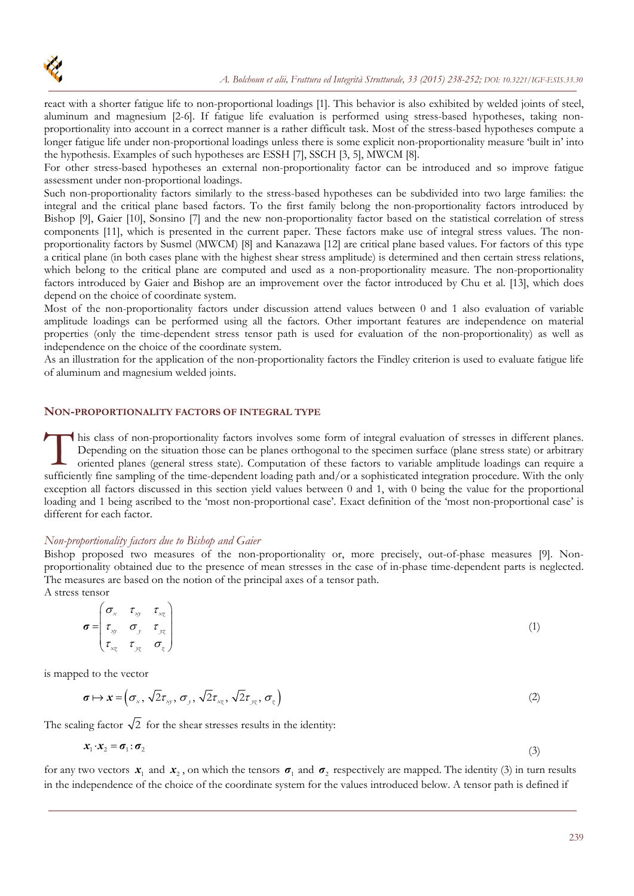react with a shorter fatigue life to non-proportional loadings [1]. This behavior is also exhibited by welded joints of steel, aluminum and magnesium [2-6]. If fatigue life evaluation is performed using stress-based hypotheses, taking non-proportionality into account in a correct manner is a rather difficult task. Most of the stress-based hypotheses compute a longer fatigue life under non-proportional loadings unless there is some explicit non-proportionality measure 'built in' into the hypothesis. Examples of such hypotheses are ESSH [7], SSCH [3, 5], MWCM [8].

For other stress-based hypotheses an external non-proportionality factor can be introduced and so improve fatigue assessment under non-proportional loadings.

Such non-proportionality factors similarly to the stress-based hypotheses can be subdivided into two large families: the integral and the critical plane based factors. To the first family belong the non-proportionality factors introduced by Bishop [9], Gaier [10], Sonsino [7] and the new non-proportionality factor based on the statistical correlation of stress components [11], which is presented in the current paper. These factors make use of integral stress values. The non-proportionality factors by Susmel (MWCM) [8] and Kanazawa [12] are critical plane based values. For factors of this type a critical plane (in both cases plane with the highest shear stress amplitude) is determined and then certain stress relations, which belong to the critical plane are computed and used as a non-proportionality measure. The non-proportionality factors introduced by Gaier and Bishop are an improvement over the factor introduced by Chu et al. [13], which does depend on the choice of coordinate system.

Most of the non-proportionality factors under discussion attend values between 0 and 1 also evaluation of variable amplitude loadings can be performed using all the factors. Other important features are independence on material properties (only the time-dependent stress tensor path is used for evaluation of the non-proportionality) as well as independence on the choice of the coordinate system.

As an illustration for the application of the non-proportionality factors the Findley criterion is used to evaluate fatigue life of aluminum and magnesium welded joints.

## NON-PROPORTIONALITY FACTORS OF INTEGRAL TYPE

This class of non-proportionality factors involves some form of integral evaluation of stresses in different planes. Depending on the situation those can be planes orthogonal to the specimen surface (plane stress state) or arbitrary oriented planes (general stress state). Computation of these factors to variable amplitude loadings can require a sufficiently fine sampling of the time-dependent loading path and/or a sophisticated integration procedure. With the only exception all factors discussed in this section yield values between 0 and 1, with 0 being the value for the proportional loading and 1 being ascribed to the 'most non-proportional case'. Exact definition of the 'most non-proportional case' is different for each factor.

### *Non-proportionality factors due to Bishop and Gaier*

Bishop proposed two measures of the non-proportionality or, more precisely, out-of-phase measures [9]. Non-proportionality obtained due to the presence of mean stresses in the case of in-phase time-dependent parts is neglected. The measures are based on the notion of the principal axes of a tensor path.

A stress tensor

$$\boldsymbol{\sigma} = \begin{pmatrix} \sigma_x & \tau_{xy} & \tau_{xz} \\ \tau_{xy} & \sigma_y & \tau_{yz} \\ \tau_{xz} & \tau_{yz} & \sigma_z \end{pmatrix} \tag{1}$$

is mapped to the vector

$$\boldsymbol{\sigma} \mapsto \boldsymbol{x} = \left(\sigma_x, \sqrt{2}\tau_{xy}, \sigma_y, \sqrt{2}\tau_{xz}, \sqrt{2}\tau_{yz}, \sigma_z\right) \tag{2}$$

The scaling factor $\sqrt{2}$ for the shear stresses results in the identity:

$$\boldsymbol{x}_1 \cdot \boldsymbol{x}_2 = \boldsymbol{\sigma}_1 : \boldsymbol{\sigma}_2 \tag{3}$$

for any two vectors $\boldsymbol{x}_1$ and $\boldsymbol{x}_2$, on which the tensors $\boldsymbol{\sigma}_1$ and $\boldsymbol{\sigma}_2$ respectively are mapped. The identity (3) in turn results in the independence of the choice of the coordinate system for the values introduced below. A tensor path is defined if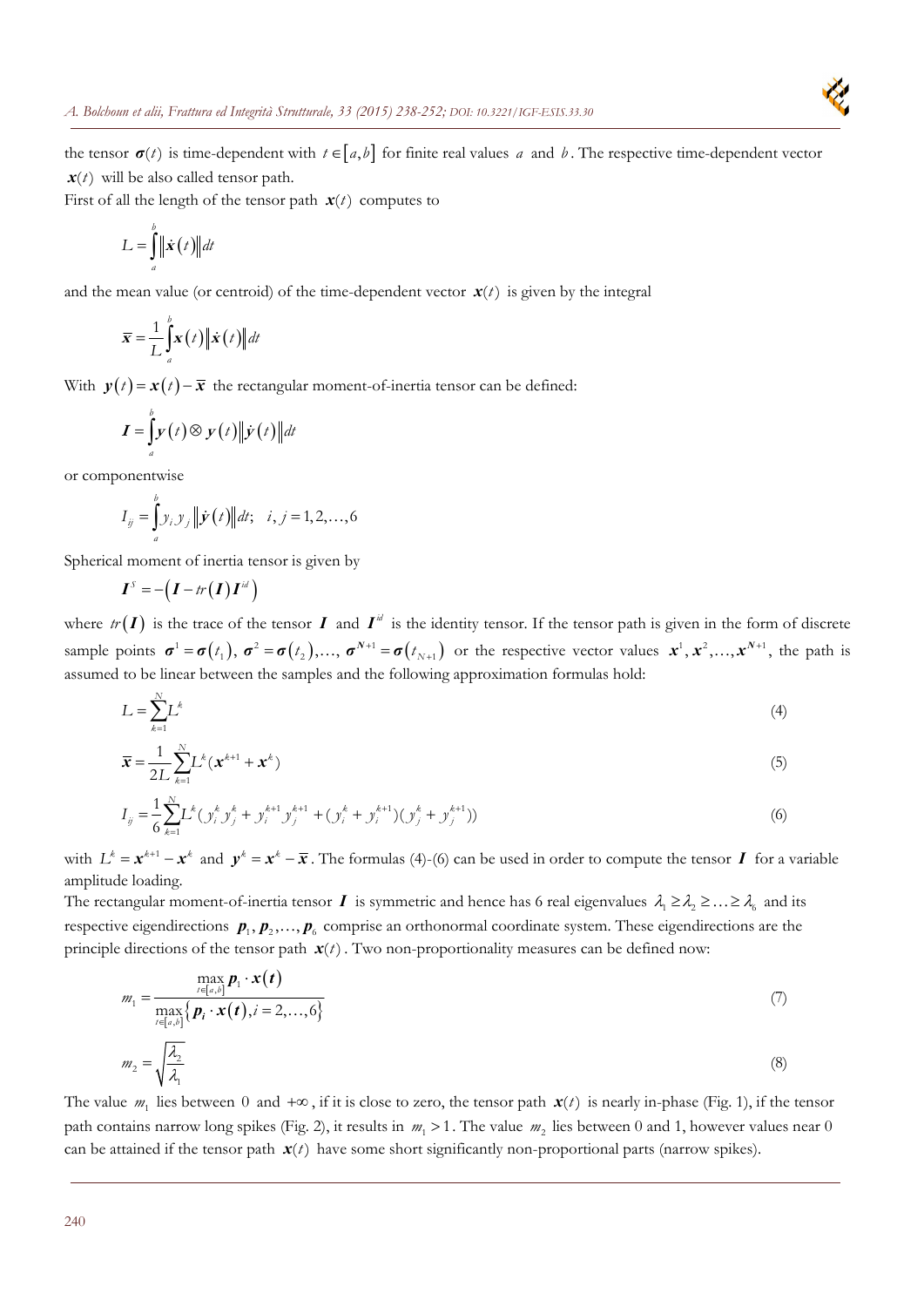the tensor $\boldsymbol{\sigma}(t)$ is time-dependent with $t \in [a,b]$ for finite real values $a$ and $b$. The respective time-dependent vector $\boldsymbol{x}(t)$ will be also called tensor path.

First of all the length of the tensor path $\boldsymbol{x}(t)$ computes to

$$L = \int_a^b \left\| \dot{\boldsymbol{x}}(t) \right\| dt$$

and the mean value (or centroid) of the time-dependent vector $\boldsymbol{x}(t)$ is given by the integral

$$\overline{\boldsymbol{x}} = \frac{1}{L} \int_a^b \boldsymbol{x}(t) \left\| \dot{\boldsymbol{x}}(t) \right\| dt$$

With $\boldsymbol{y}(t) = \boldsymbol{x}(t) - \overline{\boldsymbol{x}}$ the rectangular moment-of-inertia tensor can be defined:

$$\boldsymbol{I} = \int_a^b \boldsymbol{y}(t) \otimes \boldsymbol{y}(t) \left\| \dot{\boldsymbol{y}}(t) \right\| dt$$

or componentwise

$$I_{ij} = \int_a^b y_i y_j \left\| \dot{\boldsymbol{y}}(t) \right\| dt; \quad i,j = 1,2,\ldots,6$$

Spherical moment of inertia tensor is given by

$$\boldsymbol{I}^S = -\left( \boldsymbol{I} - tr(\boldsymbol{I}) \boldsymbol{I}^{id} \right)$$

where $tr(\boldsymbol{I})$ is the trace of the tensor $\boldsymbol{I}$ and $\boldsymbol{I}^{id}$ is the identity tensor. If the tensor path is given in the form of discrete sample points $\boldsymbol{\sigma}^1 = \boldsymbol{\sigma}(t_1)$, $\boldsymbol{\sigma}^2 = \boldsymbol{\sigma}(t_2), \ldots, \boldsymbol{\sigma}^{N+1} = \boldsymbol{\sigma}(t_{N+1})$ or the respective vector values $\boldsymbol{x}^1, \boldsymbol{x}^2, \ldots, \boldsymbol{x}^{N+1}$, the path is assumed to be linear between the samples and the following approximation formulas hold:

$$L = \sum_{k=1}^{N} L^k \tag{4}$$

$$\overline{\boldsymbol{x}} = \frac{1}{2L} \sum_{k=1}^{N} L^k (\boldsymbol{x}^{k+1} + \boldsymbol{x}^k) \tag{5}$$

$$I_{ij} = \frac{1}{6} \sum_{k=1}^{N} L^k (y_i^k y_j^k + y_i^{k+1} y_j^{k+1} + (y_i^k + y_i^{k+1})(y_j^k + y_j^{k+1})) \tag{6}$$

with $L^k = \boldsymbol{x}^{k+1} - \boldsymbol{x}^k$ and $\boldsymbol{y}^k = \boldsymbol{x}^k - \overline{\boldsymbol{x}}$. The formulas (4)-(6) can be used in order to compute the tensor $\boldsymbol{I}$ for a variable amplitude loading.

The rectangular moment-of-inertia tensor $\boldsymbol{I}$ is symmetric and hence has 6 real eigenvalues $\lambda_1 \geq \lambda_2 \geq \ldots \geq \lambda_6$ and its respective eigendirections $\boldsymbol{p}_1, \boldsymbol{p}_2, \ldots, \boldsymbol{p}_6$ comprise an orthonormal coordinate system. These eigendirections are the principle directions of the tensor path $\boldsymbol{x}(t)$. Two non-proportionality measures can be defined now:

$$m_1 = \frac{\max\limits_{t \in [a,b]} \boldsymbol{p}_1 \cdot \boldsymbol{x}(\boldsymbol{t})}{\max\limits_{t \in [a,b]} \left\{ \boldsymbol{p}_i \cdot \boldsymbol{x}(\boldsymbol{t}), i = 2, \ldots, 6 \right\}} \tag{7}$$

$$m_2 = \sqrt{\frac{\lambda_2}{\lambda_1}} \tag{8}$$

The value $m_1$ lies between 0 and $+\infty$, if it is close to zero, the tensor path $\boldsymbol{x}(t)$ is nearly in-phase (Fig. 1), if the tensor path contains narrow long spikes (Fig. 2), it results in $m_1 > 1$. The value $m_2$ lies between 0 and 1, however values near 0 can be attained if the tensor path $\boldsymbol{x}(t)$ have some short significantly non-proportional parts (narrow spikes).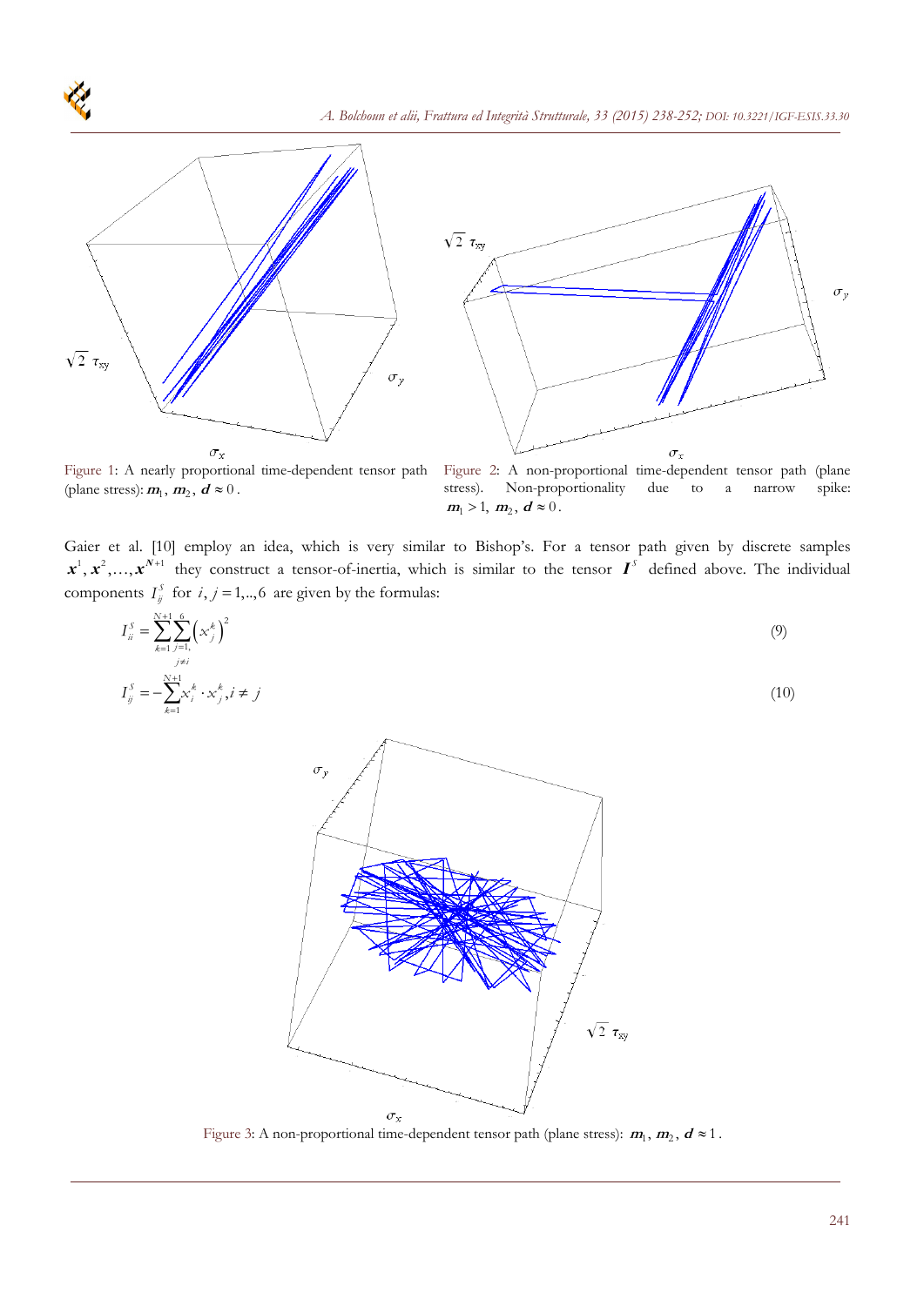Figure 1: A nearly proportional time-dependent tensor path (plane stress): $\boldsymbol{m}_1$, $\boldsymbol{m}_2$, $\boldsymbol{d} \approx 0$.

Figure 2: A non-proportional time-dependent tensor path (plane stress). Non-proportionality due to a narrow spike: $\boldsymbol{m}_1 > 1$, $\boldsymbol{m}_2$, $\boldsymbol{d} \approx 0$.

Gaier et al. [10] employ an idea, which is very similar to Bishop's. For a tensor path given by discrete samples $\boldsymbol{x}^1, \boldsymbol{x}^2, \ldots, \boldsymbol{x}^{N+1}$ they construct a tensor-of-inertia, which is similar to the tensor $\boldsymbol{I}^S$ defined above. The individual components $I_{ij}^S$ for $i, j = 1,..,6$ are given by the formulas:

$$I_{ii}^S = \sum_{k=1}^{N+1} \sum_{\substack{j=1, \\ j \neq i}}^{6} \left( x_j^k \right)^2 \tag{9}$$

$$I_{ij}^S = -\sum_{k=1}^{N+1} x_i^k \cdot x_j^k, i \neq j \tag{10}$$

Figure 3: A non-proportional time-dependent tensor path (plane stress): $\boldsymbol{m}_1$, $\boldsymbol{m}_2$, $\boldsymbol{d} \approx 1$.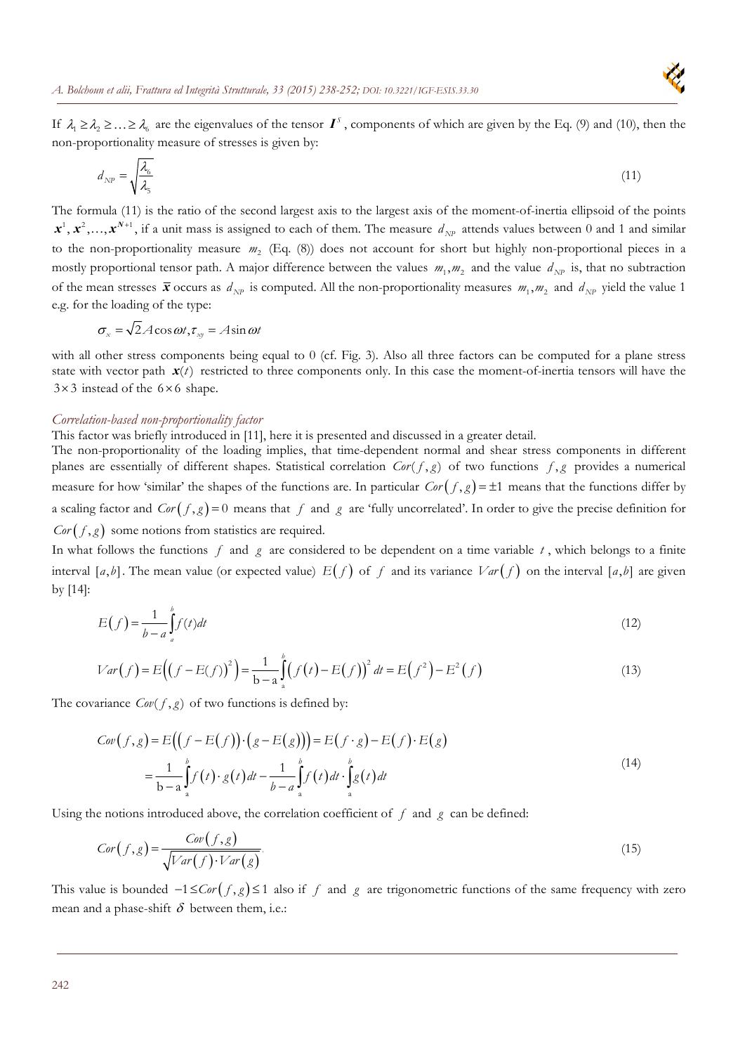If $\lambda_1 \geq \lambda_2 \geq \ldots \geq \lambda_6$ are the eigenvalues of the tensor $\boldsymbol{I}^S$, components of which are given by the Eq. (9) and (10), then the non-proportionality measure of stresses is given by:

$$d_{NP} = \sqrt{\frac{\lambda_6}{\lambda_5}} \tag{11}$$

The formula (11) is the ratio of the second largest axis to the largest axis of the moment-of-inertia ellipsoid of the points $\boldsymbol{x}^1, \boldsymbol{x}^2, \ldots, \boldsymbol{x}^{N+1}$, if a unit mass is assigned to each of them. The measure $d_{NP}$ attends values between 0 and 1 and similar to the non-proportionality measure $m_2$ (Eq. (8)) does not account for short but highly non-proportional pieces in a mostly proportional tensor path. A major difference between the values $m_1, m_2$ and the value $d_{NP}$ is, that no subtraction of the mean stresses $\overline{\boldsymbol{x}}$ occurs as $d_{NP}$ is computed. All the non-proportionality measures $m_1, m_2$ and $d_{NP}$ yield the value 1 e.g. for the loading of the type:

$$\sigma_x = \sqrt{2} A \cos \omega t, \tau_{xy} = A \sin \omega t$$

with all other stress components being equal to 0 (cf. Fig. 3). Also all three factors can be computed for a plane stress state with vector path $\boldsymbol{x}(t)$ restricted to three components only. In this case the moment-of-inertia tensors will have the $3 \times 3$ instead of the $6 \times 6$ shape.

*Correlation-based non-proportionality factor*

This factor was briefly introduced in [11], here it is presented and discussed in a greater detail.

The non-proportionality of the loading implies, that time-dependent normal and shear stress components in different planes are essentially of different shapes. Statistical correlation $Cor(f,g)$ of two functions $f, g$ provides a numerical measure for how 'similar' the shapes of the functions are. In particular $Cor(f,g) = \pm 1$ means that the functions differ by a scaling factor and $Cor(f,g) = 0$ means that $f$ and $g$ are 'fully uncorrelated'. In order to give the precise definition for $Cor(f,g)$ some notions from statistics are required.

In what follows the functions $f$ and $g$ are considered to be dependent on a time variable $t$, which belongs to a finite interval $[a,b]$. The mean value (or expected value) $E(f)$ of $f$ and its variance $Var(f)$ on the interval $[a,b]$ are given by [14]:

$$E(f) = \frac{1}{b-a} \int_a^b f(t) dt \tag{12}$$

$$Var(f) = E\left( \left( f - E(f) \right)^2 \right) = \frac{1}{b-a} \int_a^b \left( f(t) - E(f) \right)^2 dt = E\left(f^2\right) - E^2(f) \tag{13}$$

The covariance $Cov(f,g)$ of two functions is defined by:

$$\begin{aligned} Cov(f,g) &= E\left( \left( f - E(f) \right) \cdot \left( g - E(g) \right) \right) = E(f \cdot g) - E(f) \cdot E(g) \\ &= \frac{1}{b-a} \int_a^b f(t) \cdot g(t) dt - \frac{1}{b-a} \int_a^b f(t) dt \cdot \int_a^b g(t) dt \end{aligned} \tag{14}$$

Using the notions introduced above, the correlation coefficient of $f$ and $g$ can be defined:

$$Cor(f,g) = \frac{Cov(f,g)}{\sqrt{Var(f) \cdot Var(g)}} \tag{15}$$

This value is bounded $-1 \leq Cor(f,g) \leq 1$ also if $f$ and $g$ are trigonometric functions of the same frequency with zero mean and a phase-shift $\delta$ between them, i.e.: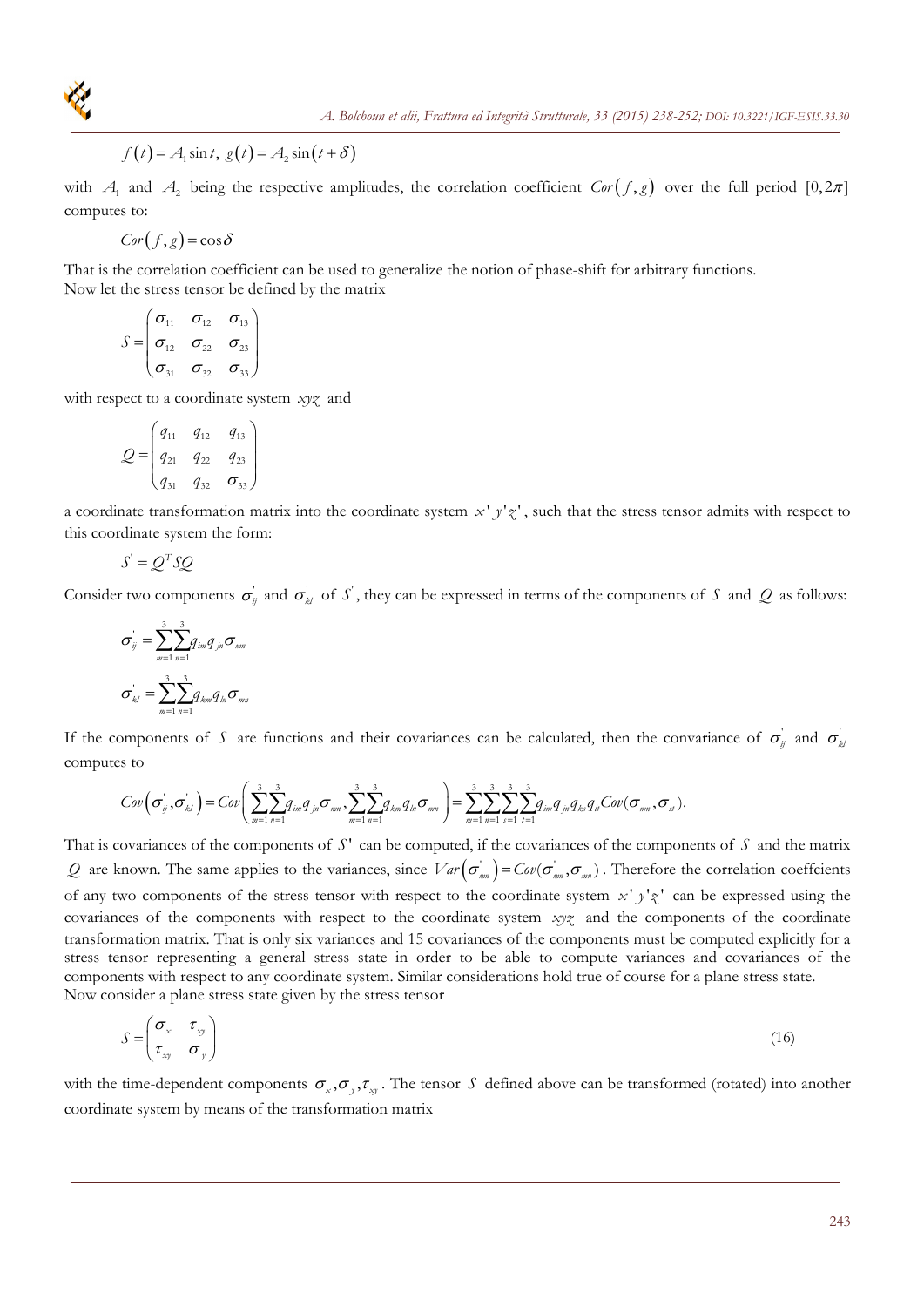$$f(t) = A_1 \sin t,\ g(t) = A_2 \sin(t + \delta)$$

with $A_1$ and $A_2$ being the respective amplitudes, the correlation coefficient $Cor(f, g)$ over the full period $[0, 2\pi]$ computes to:

$$Cor(f, g) = \cos\delta$$

That is the correlation coefficient can be used to generalize the notion of phase-shift for arbitrary functions.
Now let the stress tensor be defined by the matrix

$$S = \begin{pmatrix} \sigma_{11} & \sigma_{12} & \sigma_{13} \\ \sigma_{12} & \sigma_{22} & \sigma_{23} \\ \sigma_{31} & \sigma_{32} & \sigma_{33} \end{pmatrix}$$

with respect to a coordinate system $xyz$ and

$$Q = \begin{pmatrix} q_{11} & q_{12} & q_{13} \\ q_{21} & q_{22} & q_{23} \\ q_{31} & q_{32} & \sigma_{33} \end{pmatrix}$$

a coordinate transformation matrix into the coordinate system $x'y'z'$, such that the stress tensor admits with respect to this coordinate system the form:

$$S' = Q^T S Q$$

Consider two components $\sigma'_{ij}$ and $\sigma'_{kl}$ of $S'$, they can be expressed in terms of the components of $S$ and $Q$ as follows:

$$\sigma'_{ij} = \sum_{m=1}^{3}\sum_{n=1}^{3} q_{im} q_{jn} \sigma_{mn}$$

$$\sigma'_{kl} = \sum_{m=1}^{3}\sum_{n=1}^{3} q_{km} q_{ln} \sigma_{mn}$$

If the components of $S$ are functions and their covariances can be calculated, then the convariance of $\sigma'_{ij}$ and $\sigma'_{kl}$ computes to

$$Cov\left(\sigma'_{ij}, \sigma'_{kl}\right) = Cov\left(\sum_{m=1}^{3}\sum_{n=1}^{3} q_{im} q_{jn} \sigma_{mn}, \sum_{m=1}^{3}\sum_{n=1}^{3} q_{km} q_{ln} \sigma_{mn}\right) = \sum_{m=1}^{3}\sum_{n=1}^{3}\sum_{s=1}^{3}\sum_{t=1}^{3} q_{im} q_{jn} q_{ks} q_{lt} Cov(\sigma_{mn}, \sigma_{st}).$$

That is covariances of the components of $S'$ can be computed, if the covariances of the components of $S$ and the matrix $Q$ are known. The same applies to the variances, since $Var\left(\sigma'_{mn}\right) = Cov(\sigma'_{mn}, \sigma'_{mn})$. Therefore the correlation coeffcients of any two components of the stress tensor with respect to the coordinate system $x'y'z'$ can be expressed using the covariances of the components with respect to the coordinate system $xyz$ and the components of the coordinate transformation matrix. That is only six variances and 15 covariances of the components must be computed explicitly for a stress tensor representing a general stress state in order to be able to compute variances and covariances of the components with respect to any coordinate system. Similar considerations hold true of course for a plane stress state.
Now consider a plane stress state given by the stress tensor

$$S = \begin{pmatrix} \sigma_x & \tau_{xy} \\ \tau_{xy} & \sigma_y \end{pmatrix} \tag{16}$$

with the time-dependent components $\sigma_x, \sigma_y, \tau_{xy}$. The tensor $S$ defined above can be transformed (rotated) into another coordinate system by means of the transformation matrix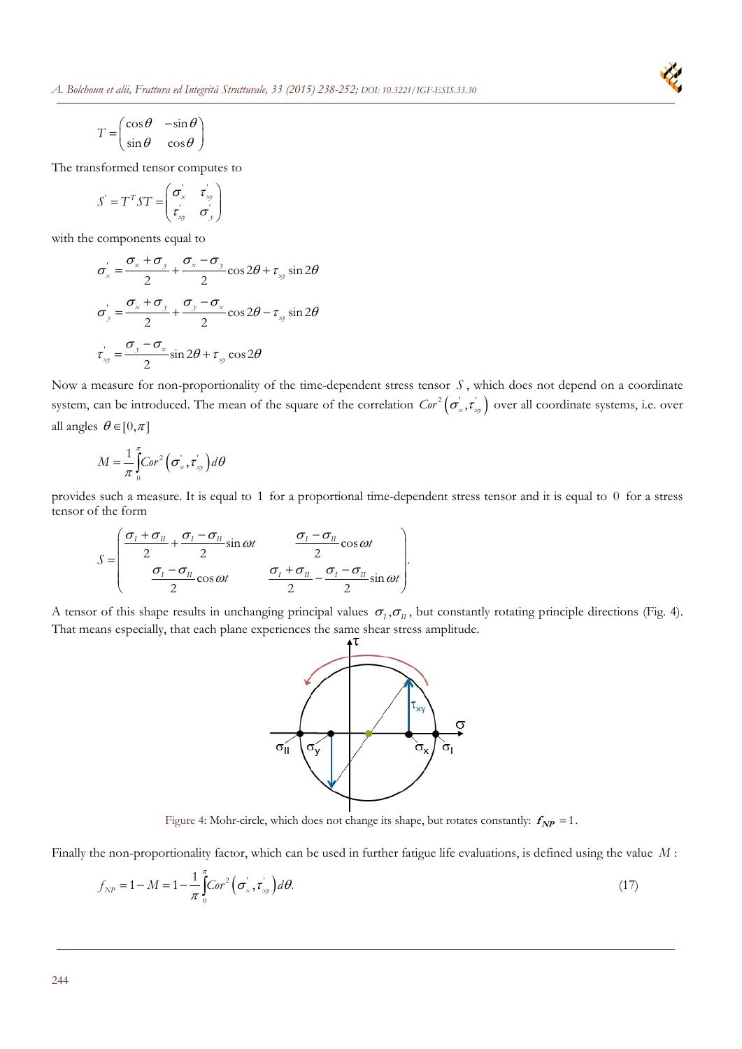$$T = \begin{pmatrix} \cos\theta & -\sin\theta \\ \sin\theta & \cos\theta \end{pmatrix}$$

The transformed tensor computes to

$$S^{'} = T^{T} S T = \begin{pmatrix} \sigma_{x}^{'} & \tau_{xy}^{'} \\ \tau_{xy}^{'} & \sigma_{y}^{'} \end{pmatrix}$$

with the components equal to

$$\sigma_{x}^{'} = \frac{\sigma_{x} + \sigma_{y}}{2} + \frac{\sigma_{x} - \sigma_{y}}{2}\cos 2\theta + \tau_{xy}\sin 2\theta$$

$$\sigma_{y}^{'} = \frac{\sigma_{x} + \sigma_{y}}{2} + \frac{\sigma_{y} - \sigma_{x}}{2}\cos 2\theta - \tau_{xy}\sin 2\theta$$

$$\tau_{xy}^{'} = \frac{\sigma_{y} - \sigma_{x}}{2}\sin 2\theta + \tau_{xy}\cos 2\theta$$

Now a measure for non-proportionality of the time-dependent stress tensor $S$, which does not depend on a coordinate system, can be introduced. The mean of the square of the correlation $Cor^{2}\left(\sigma_{x}^{'}, \tau_{xy}^{'}\right)$ over all coordinate systems, i.e. over all angles $\theta \in [0, \pi]$

$$M = \frac{1}{\pi}\int_{0}^{\pi} Cor^{2}\left(\sigma_{x}^{'}, \tau_{xy}^{'}\right) d\theta$$

provides such a measure. It is equal to $1$ for a proportional time-dependent stress tensor and it is equal to $0$ for a stress tensor of the form

$$S = \begin{pmatrix} \dfrac{\sigma_{I} + \sigma_{II}}{2} + \dfrac{\sigma_{I} - \sigma_{II}}{2}\sin\omega t & \dfrac{\sigma_{I} - \sigma_{II}}{2}\cos\omega t \\ \dfrac{\sigma_{I} - \sigma_{II}}{2}\cos\omega t & \dfrac{\sigma_{I} + \sigma_{II}}{2} - \dfrac{\sigma_{I} - \sigma_{II}}{2}\sin\omega t \end{pmatrix}.$$

A tensor of this shape results in unchanging principal values $\sigma_{I}, \sigma_{II}$, but constantly rotating principle directions (Fig. 4). That means especially, that each plane experiences the same shear stress amplitude.

Figure 4: Mohr-circle, which does not change its shape, but rotates constantly: $f_{NP} = 1$.

Finally the non-proportionality factor, which can be used in further fatigue life evaluations, is defined using the value $M$:

$$f_{NP} = 1 - M = 1 - \frac{1}{\pi}\int_{0}^{\pi} Cor^{2}\left(\sigma_{x}^{'}, \tau_{xy}^{'}\right) d\theta. \tag{17}$$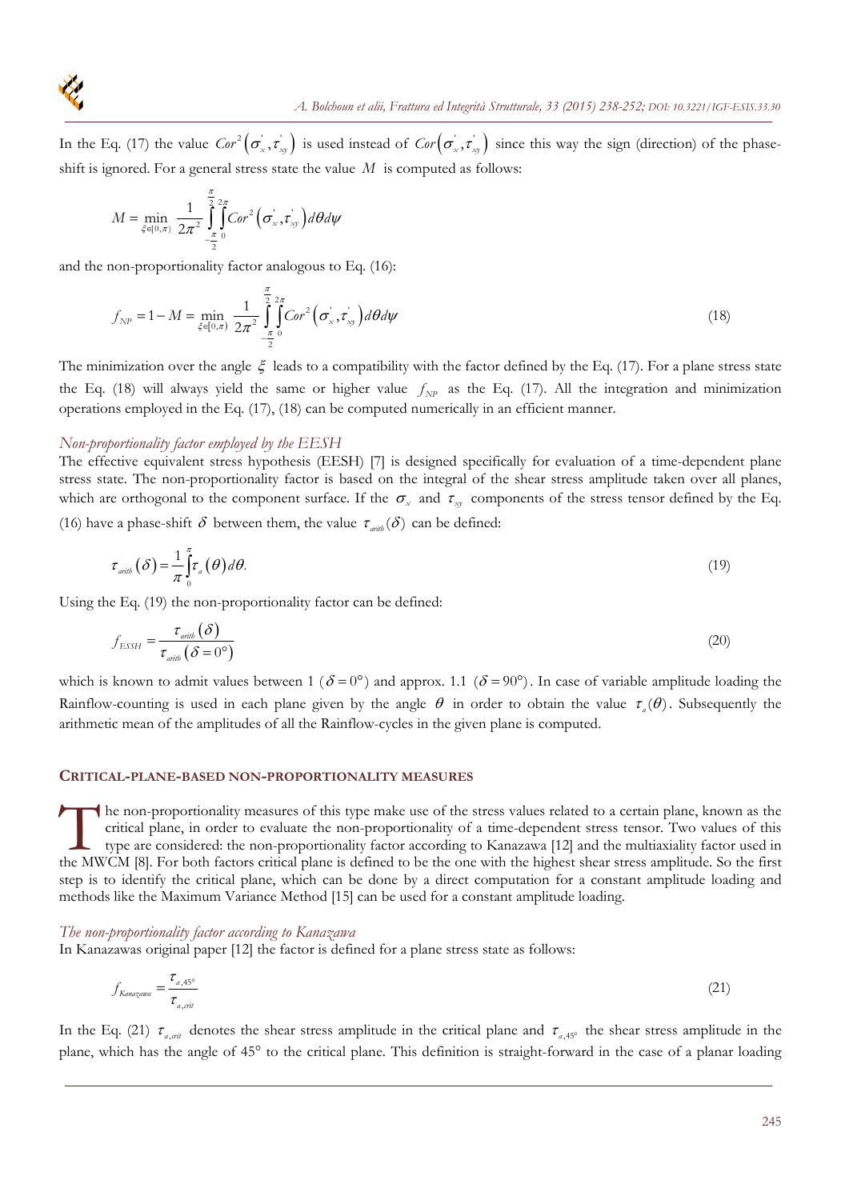In the Eq. (17) the value $Cor^2\left(\sigma_x^{'},\tau_{xy}^{'}\right)$ is used instead of $Cor\left(\sigma_x^{'},\tau_{xy}^{'}\right)$ since this way the sign (direction) of the phase-shift is ignored. For a general stress state the value $M$ is computed as follows:

$$M = \min_{\xi\in[0,\pi)} \frac{1}{2\pi^2}\int_{-\frac{\pi}{2}}^{\frac{\pi}{2}}\int_{0}^{2\pi} Cor^2\left(\sigma_x^{'},\tau_{xy}^{'}\right)d\theta d\psi$$

and the non-proportionality factor analogous to Eq. (16):

$$f_{NP} = 1 - M = \min_{\xi\in[0,\pi)} \frac{1}{2\pi^2}\int_{-\frac{\pi}{2}}^{\frac{\pi}{2}}\int_{0}^{2\pi} Cor^2\left(\sigma_x^{'},\tau_{xy}^{'}\right)d\theta d\psi \tag{18}$$

The minimization over the angle $\xi$ leads to a compatibility with the factor defined by the Eq. (17). For a plane stress state the Eq. (18) will always yield the same or higher value $f_{NP}$ as the Eq. (17). All the integration and minimization operations employed in the Eq. (17), (18) can be computed numerically in an efficient manner.

### *Non-proportionality factor employed by the EESH*

The effective equivalent stress hypothesis (EESH) [7] is designed specifically for evaluation of a time-dependent plane stress state. The non-proportionality factor is based on the integral of the shear stress amplitude taken over all planes, which are orthogonal to the component surface. If the $\sigma_x$ and $\tau_{xy}$ components of the stress tensor defined by the Eq. (16) have a phase-shift $\delta$ between them, the value $\tau_{arith}(\delta)$ can be defined:

$$\tau_{arith}\left(\delta\right) = \frac{1}{\pi}\int_{0}^{\pi}\tau_a\left(\theta\right)d\theta. \tag{19}$$

Using the Eq. (19) the non-proportionality factor can be defined:

$$f_{EESH} = \frac{\tau_{arith}\left(\delta\right)}{\tau_{arith}\left(\delta = 0°\right)} \tag{20}$$

which is known to admit values between 1 $(\delta = 0°)$ and approx. 1.1 $(\delta = 90°)$. In case of variable amplitude loading the Rainflow-counting is used in each plane given by the angle $\theta$ in order to obtain the value $\tau_a(\theta)$. Subsequently the arithmetic mean of the amplitudes of all the Rainflow-cycles in the given plane is computed.

## CRITICAL-PLANE-BASED NON-PROPORTIONALITY MEASURES

The non-proportionality measures of this type make use of the stress values related to a certain plane, known as the critical plane, in order to evaluate the non-proportionality of a time-dependent stress tensor. Two values of this type are considered: the non-proportionality factor according to Kanazawa [12] and the multiaxiality factor used in the MWCM [8]. For both factors critical plane is defined to be the one with the highest shear stress amplitude. So the first step is to identify the critical plane, which can be done by a direct computation for a constant amplitude loading and methods like the Maximum Variance Method [15] can be used for a constant amplitude loading.

### *The non-proportionality factor according to Kanazawa*

In Kanazawas original paper [12] the factor is defined for a plane stress state as follows:

$$f_{Kanazawa} = \frac{\tau_{a,45°}}{\tau_{a,crit}} \tag{21}$$

In the Eq. (21) $\tau_{a,crit}$ denotes the shear stress amplitude in the critical plane and $\tau_{a,45°}$ the shear stress amplitude in the plane, which has the angle of 45° to the critical plane. This definition is straight-forward in the case of a planar loading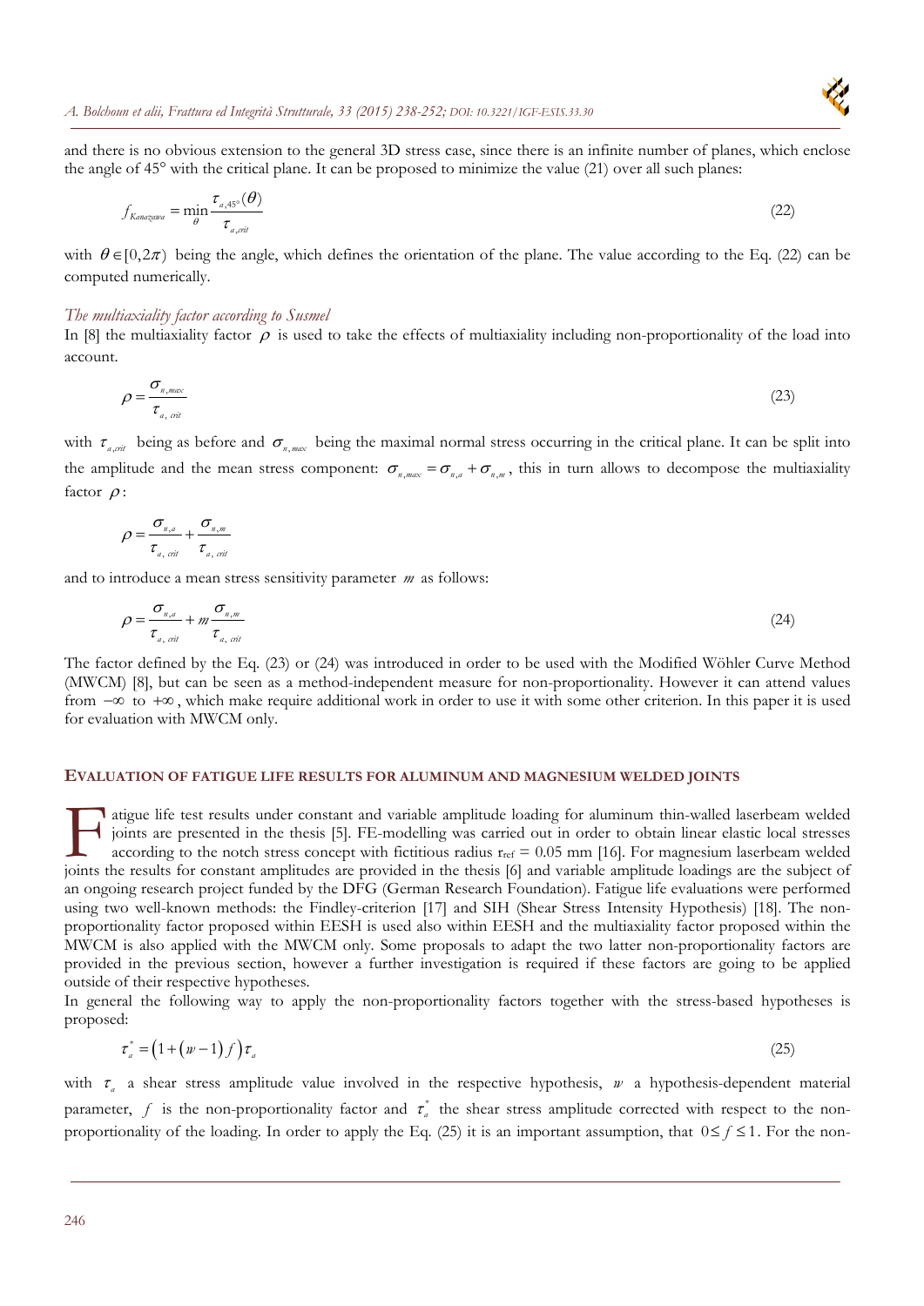and there is no obvious extension to the general 3D stress case, since there is an infinite number of planes, which enclose the angle of 45° with the critical plane. It can be proposed to minimize the value (21) over all such planes:

$$f_{Kanazawa} = \min_{\theta} \frac{\tau_{a,45^\circ}(\theta)}{\tau_{a,crit}} \tag{22}$$

with $\theta \in [0, 2\pi)$ being the angle, which defines the orientation of the plane. The value according to the Eq. (22) can be computed numerically.

*The multiaxiality factor according to Susmel*

In [8] the multiaxiality factor $\rho$ is used to take the effects of multiaxiality including non-proportionality of the load into account.

$$\rho = \frac{\sigma_{n,max}}{\tau_{a,\,crit}} \tag{23}$$

with $\tau_{a,crit}$ being as before and $\sigma_{n,max}$ being the maximal normal stress occurring in the critical plane. It can be split into the amplitude and the mean stress component: $\sigma_{n,max} = \sigma_{n,a} + \sigma_{n,m}$, this in turn allows to decompose the multiaxiality factor $\rho$:

$$\rho = \frac{\sigma_{n,a}}{\tau_{a,\,crit}} + \frac{\sigma_{n,m}}{\tau_{a,\,crit}}$$

and to introduce a mean stress sensitivity parameter $m$ as follows:

$$\rho = \frac{\sigma_{n,a}}{\tau_{a,\,crit}} + m\frac{\sigma_{n,m}}{\tau_{a,\,crit}} \tag{24}$$

The factor defined by the Eq. (23) or (24) was introduced in order to be used with the Modified Wöhler Curve Method (MWCM) [8], but can be seen as a method-independent measure for non-proportionality. However it can attend values from $-\infty$ to $+\infty$, which make require additional work in order to use it with some other criterion. In this paper it is used for evaluation with MWCM only.

## EVALUATION OF FATIGUE LIFE RESULTS FOR ALUMINUM AND MAGNESIUM WELDED JOINTS

Fatigue life test results under constant and variable amplitude loading for aluminum thin-walled laserbeam welded joints are presented in the thesis [5]. FE-modelling was carried out in order to obtain linear elastic local stresses according to the notch stress concept with fictitious radius $r_{ref}$ = 0.05 mm [16]. For magnesium laserbeam welded joints the results for constant amplitudes are provided in the thesis [6] and variable amplitude loadings are the subject of an ongoing research project funded by the DFG (German Research Foundation). Fatigue life evaluations were performed using two well-known methods: the Findley-criterion [17] and SIH (Shear Stress Intensity Hypothesis) [18]. The non-proportionality factor proposed within EESH is used also within EESH and the multiaxiality factor proposed within the MWCM is also applied with the MWCM only. Some proposals to adapt the two latter non-proportionality factors are provided in the previous section, however a further investigation is required if these factors are going to be applied outside of their respective hypotheses.

In general the following way to apply the non-proportionality factors together with the stress-based hypotheses is proposed:

$$\tau_a^* = \left(1 + (w-1)\,f\right)\tau_a \tag{25}$$

with $\tau_a$ a shear stress amplitude value involved in the respective hypothesis, $w$ a hypothesis-dependent material parameter, $f$ is the non-proportionality factor and $\tau_a^*$ the shear stress amplitude corrected with respect to the non-proportionality of the loading. In order to apply the Eq. (25) it is an important assumption, that $0 \le f \le 1$. For the non-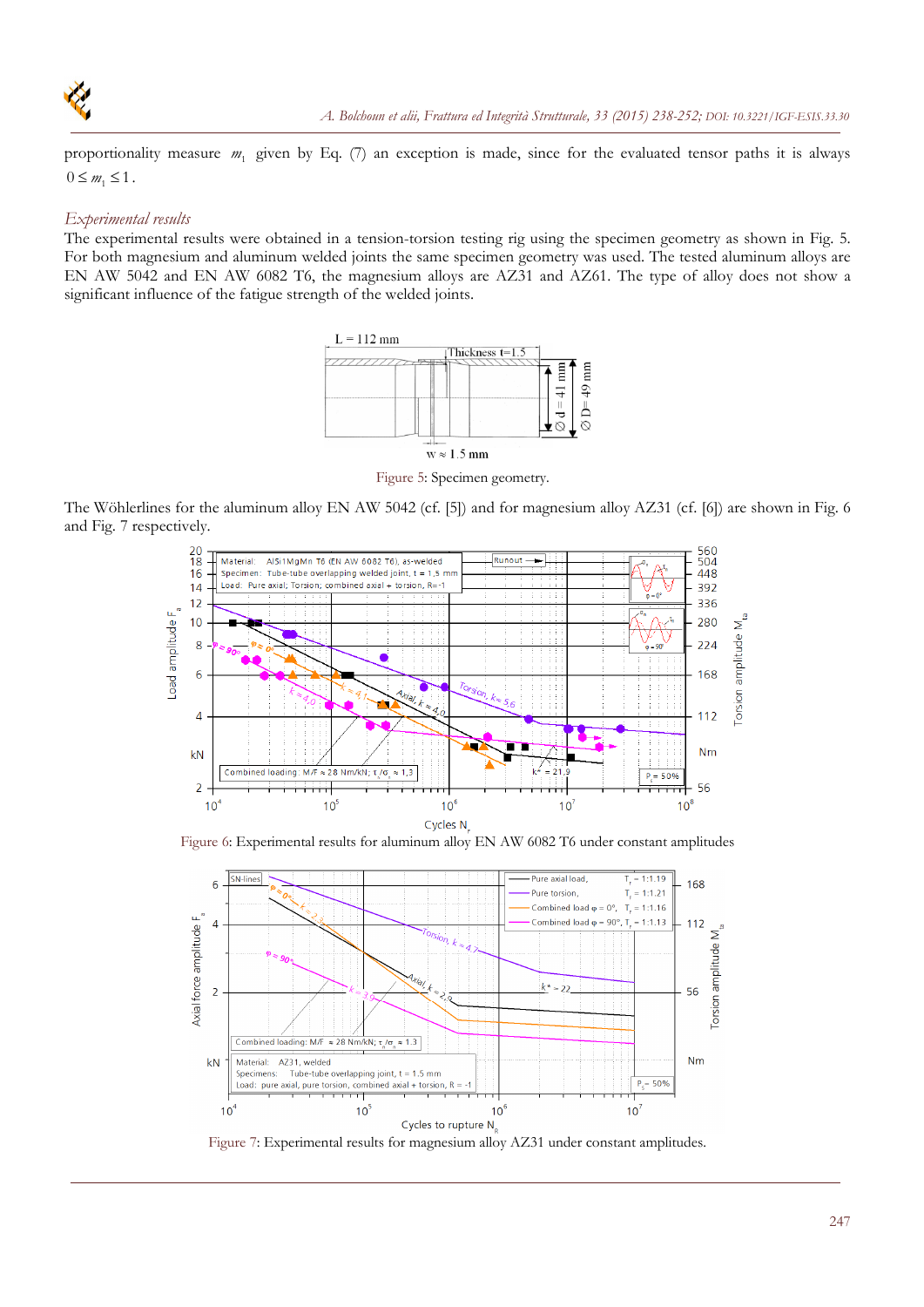proportionality measure $m_1$ given by Eq. (7) an exception is made, since for the evaluated tensor paths it is always $0 \le m_1 \le 1$.

*Experimental results*

The experimental results were obtained in a tension-torsion testing rig using the specimen geometry as shown in Fig. 5. For both magnesium and aluminum welded joints the same specimen geometry was used. The tested aluminum alloys are EN AW 5042 and EN AW 6082 T6, the magnesium alloys are AZ31 and AZ61. The type of alloy does not show a significant influence of the fatigue strength of the welded joints.

Figure 5: Specimen geometry.

The Wöhlerlines for the aluminum alloy EN AW 5042 (cf. [5]) and for magnesium alloy AZ31 (cf. [6]) are shown in Fig. 6 and Fig. 7 respectively.

Figure 6: Experimental results for aluminum alloy EN AW 6082 T6 under constant amplitudes

Figure 7: Experimental results for magnesium alloy AZ31 under constant amplitudes.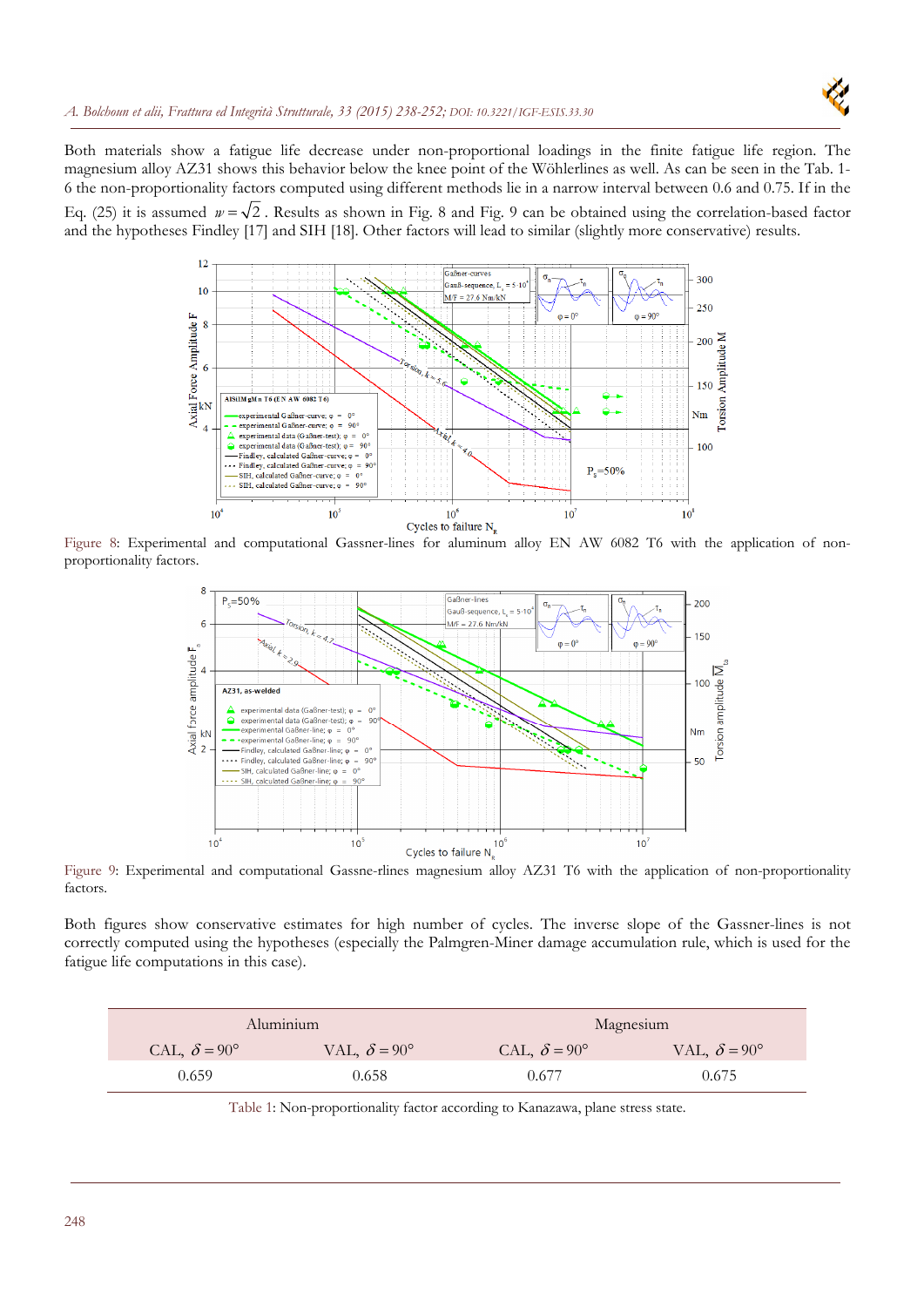Both materials show a fatigue life decrease under non-proportional loadings in the finite fatigue life region. The magnesium alloy AZ31 shows this behavior below the knee point of the Wöhlerlines as well. As can be seen in the Tab. 1-6 the non-proportionality factors computed using different methods lie in a narrow interval between 0.6 and 0.75. If in the Eq. (25) it is assumed $w = \sqrt{2}$. Results as shown in Fig. 8 and Fig. 9 can be obtained using the correlation-based factor and the hypotheses Findley [17] and SIH [18]. Other factors will lead to similar (slightly more conservative) results.

Figure 8: Experimental and computational Gassner-lines for aluminum alloy EN AW 6082 T6 with the application of non-proportionality factors.

Figure 9: Experimental and computational Gassne-rlines magnesium alloy AZ31 T6 with the application of non-proportionality factors.

Both figures show conservative estimates for high number of cycles. The inverse slope of the Gassner-lines is not correctly computed using the hypotheses (especially the Palmgren-Miner damage accumulation rule, which is used for the fatigue life computations in this case).

| Aluminium | | Magnesium | |
|---|---|---|---|
| CAL, $\delta = 90°$ | VAL, $\delta = 90°$ | CAL, $\delta = 90°$ | VAL, $\delta = 90°$ |
| 0.659 | 0.658 | 0.677 | 0.675 |

Table 1: Non-proportionality factor according to Kanazawa, plane stress state.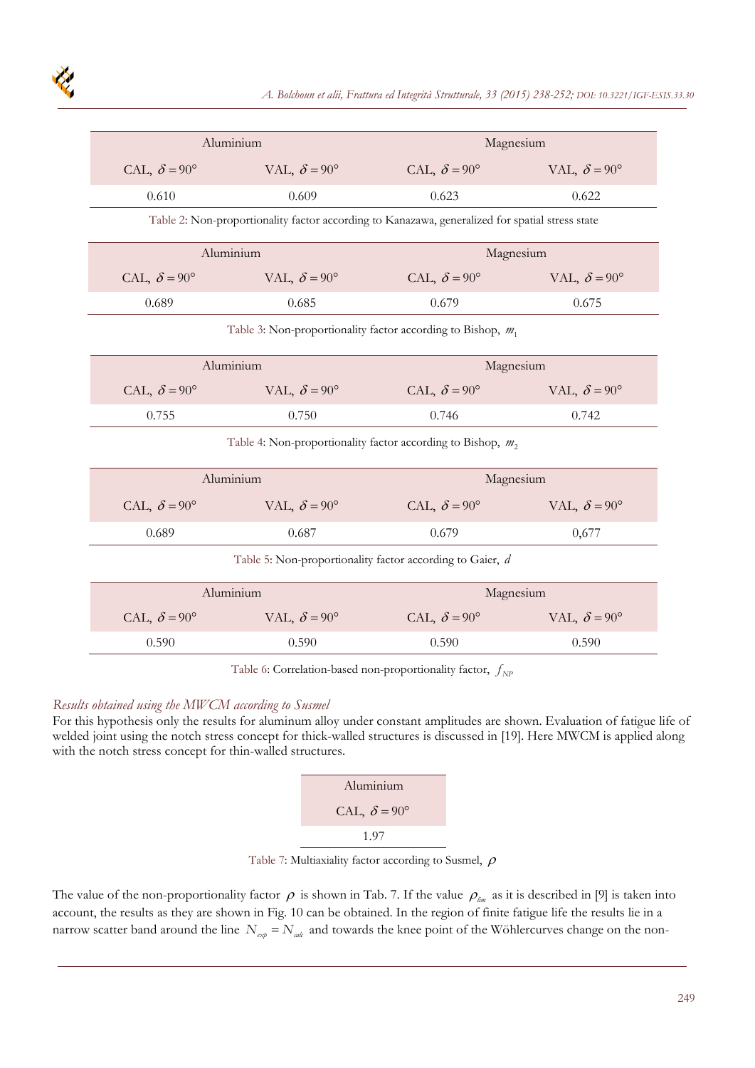| Aluminium | | Magnesium | |
|---|---|---|---|
| CAL, $\delta = 90°$ | VAL, $\delta = 90°$ | CAL, $\delta = 90°$ | VAL, $\delta = 90°$ |
| 0.610 | 0.609 | 0.623 | 0.622 |

Table 2: Non-proportionality factor according to Kanazawa, generalized for spatial stress state

| Aluminium | | Magnesium | |
|---|---|---|---|
| CAL, $\delta = 90°$ | VAL, $\delta = 90°$ | CAL, $\delta = 90°$ | VAL, $\delta = 90°$ |
| 0.689 | 0.685 | 0.679 | 0.675 |

Table 3: Non-proportionality factor according to Bishop, $m_1$

| Aluminium | | Magnesium | |
|---|---|---|---|
| CAL, $\delta = 90°$ | VAL, $\delta = 90°$ | CAL, $\delta = 90°$ | VAL, $\delta = 90°$ |
| 0.755 | 0.750 | 0.746 | 0.742 |

Table 4: Non-proportionality factor according to Bishop, $m_2$

| Aluminium | | Magnesium | |
|---|---|---|---|
| CAL, $\delta = 90°$ | VAL, $\delta = 90°$ | CAL, $\delta = 90°$ | VAL, $\delta = 90°$ |
| 0.689 | 0.687 | 0.679 | 0,677 |

Table 5: Non-proportionality factor according to Gaier, $d$

| Aluminium | | Magnesium | |
|---|---|---|---|
| CAL, $\delta = 90°$ | VAL, $\delta = 90°$ | CAL, $\delta = 90°$ | VAL, $\delta = 90°$ |
| 0.590 | 0.590 | 0.590 | 0.590 |

Table 6: Correlation-based non-proportionality factor, $f_{NP}$

### *Results obtained using the MWCM according to Susmel*

For this hypothesis only the results for aluminum alloy under constant amplitudes are shown. Evaluation of fatigue life of welded joint using the notch stress concept for thick-walled structures is discussed in [19]. Here MWCM is applied along with the notch stress concept for thin-walled structures.

| Aluminium |
|---|
| CAL, $\delta = 90°$ |
| 1.97 |

Table 7: Multiaxiality factor according to Susmel, $\rho$

The value of the non-proportionality factor $\rho$ is shown in Tab. 7. If the value $\rho_{lim}$ as it is described in [9] is taken into account, the results as they are shown in Fig. 10 can be obtained. In the region of finite fatigue life the results lie in a narrow scatter band around the line $N_{exp} = N_{calc}$ and towards the knee point of the Wöhlercurves change on the non-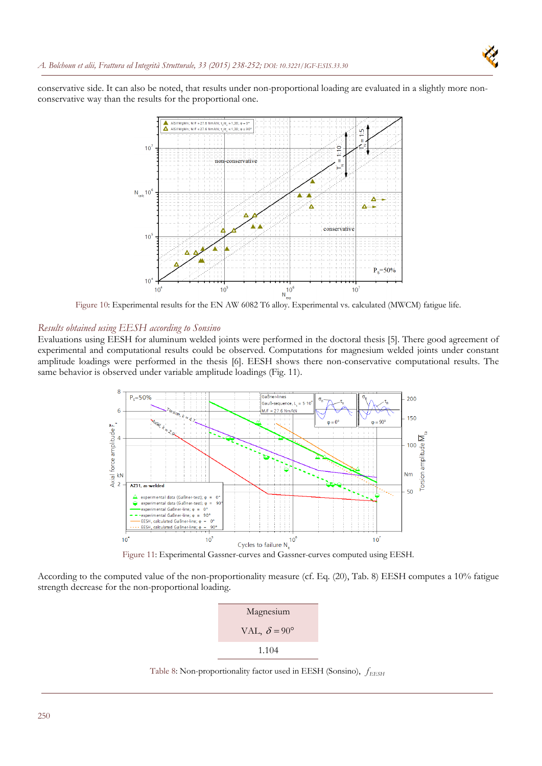conservative side. It can also be noted, that results under non-proportional loading are evaluated in a slightly more non-conservative way than the results for the proportional one.

Figure 10: Experimental results for the EN AW 6082 T6 alloy. Experimental vs. calculated (MWCM) fatigue life.

### *Results obtained using EESH according to Sonsino*

Evaluations using EESH for aluminum welded joints were performed in the doctoral thesis [5]. There good agreement of experimental and computational results could be observed. Computations for magnesium welded joints under constant amplitude loadings were performed in the thesis [6]. EESH shows there non-conservative computational results. The same behavior is observed under variable amplitude loadings (Fig. 11).

Figure 11: Experimental Gassner-curves and Gassner-curves computed using EESH.

According to the computed value of the non-proportionality measure (cf. Eq. (20), Tab. 8) EESH computes a 10% fatigue strength decrease for the non-proportional loading.

| Magnesium VAL, $\delta = 90°$ |
| --- |
| 1.104 |

Table 8: Non-proportionality factor used in EESH (Sonsino), $f_{EESH}$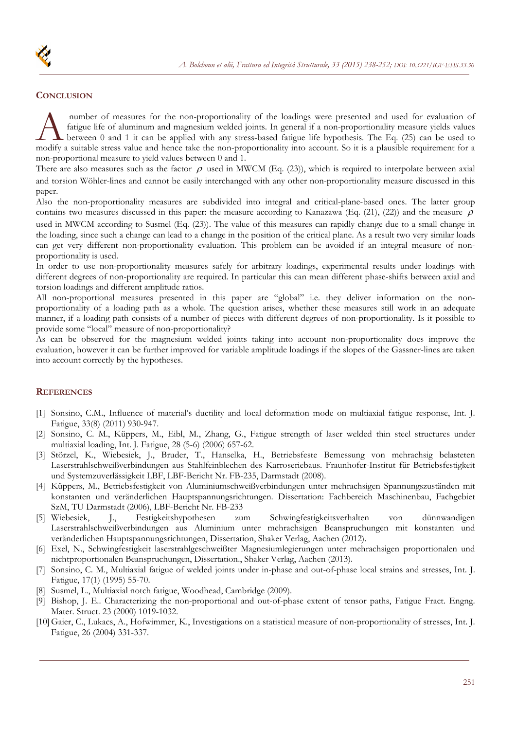## CONCLUSION

A number of measures for the non-proportionality of the loadings were presented and used for evaluation of fatigue life of aluminum and magnesium welded joints. In general if a non-proportionality measure yields values between 0 and 1 it can be applied with any stress-based fatigue life hypothesis. The Eq. (25) can be used to modify a suitable stress value and hence take the non-proportionality into account. So it is a plausible requirement for a non-proportional measure to yield values between 0 and 1.

There are also measures such as the factor $\rho$ used in MWCM (Eq. (23)), which is required to interpolate between axial and torsion Wöhler-lines and cannot be easily interchanged with any other non-proportionality measure discussed in this paper.

Also the non-proportionality measures are subdivided into integral and critical-plane-based ones. The latter group contains two measures discussed in this paper: the measure according to Kanazawa (Eq. (21), (22)) and the measure $\rho$ used in MWCM according to Susmel (Eq. (23)). The value of this measures can rapidly change due to a small change in the loading, since such a change can lead to a change in the position of the critical plane. As a result two very similar loads can get very different non-proportionality evaluation. This problem can be avoided if an integral measure of non-proportionality is used.

In order to use non-proportionality measures safely for arbitrary loadings, experimental results under loadings with different degrees of non-proportionality are required. In particular this can mean different phase-shifts between axial and torsion loadings and different amplitude ratios.

All non-proportional measures presented in this paper are "global" i.e. they deliver information on the non-proportionality of a loading path as a whole. The question arises, whether these measures still work in an adequate manner, if a loading path consists of a number of pieces with different degrees of non-proportionality. Is it possible to provide some "local" measure of non-proportionality?

As can be observed for the magnesium welded joints taking into account non-proportionality does improve the evaluation, however it can be further improved for variable amplitude loadings if the slopes of the Gassner-lines are taken into account correctly by the hypotheses.

## REFERENCES

[1] Sonsino, C.M., Influence of material's ductility and local deformation mode on multiaxial fatigue response, Int. J. Fatigue, 33(8) (2011) 930-947.

[2] Sonsino, C. M., Küppers, M., Eibl, M., Zhang, G., Fatigue strength of laser welded thin steel structures under multiaxial loading, Int. J. Fatigue, 28 (5-6) (2006) 657-62.

[3] Störzel, K., Wiebesiek, J., Bruder, T., Hanselka, H., Betriebsfeste Bemessung von mehrachsig belasteten Laserstrahlschweißverbindungen aus Stahlfeinblechen des Karroseriebaus. Fraunhofer-Institut für Betriebsfestigkeit und Systemzuverlässigkeit LBF, LBF-Bericht Nr. FB-235, Darmstadt (2008).

[4] Küppers, M., Betriebsfestigkeit von Aluminiumschweißverbindungen unter mehrachsigen Spannungszuständen mit konstanten und veränderlichen Hauptspannungsrichtungen. Dissertation: Fachbereich Maschinenbau, Fachgebiet SzM, TU Darmstadt (2006), LBF-Bericht Nr. FB-233

[5] Wiebesiek, J., Festigkeitshypothesen zum Schwingfestigkeitsverhalten von dünnwandigen Laserstrahlschweißverbindungen aus Aluminium unter mehrachsigen Beanspruchungen mit konstanten und veränderlichen Hauptspannungsrichtungen, Dissertation, Shaker Verlag, Aachen (2012).

[6] Exel, N., Schwingfestigkeit laserstrahlgeschweißter Magnesiumlegierungen unter mehrachsigen proportionalen und nichtproportionalen Beanspruchungen, Dissertation., Shaker Verlag, Aachen (2013).

[7] Sonsino, C. M., Multiaxial fatigue of welded joints under in-phase and out-of-phase local strains and stresses, Int. J. Fatigue, 17(1) (1995) 55-70.

[8] Susmel, L., Multiaxial notch fatigue, Woodhead, Cambridge (2009).

[9] Bishop, J. E.. Characterizing the non-proportional and out-of-phase extent of tensor paths, Fatigue Fract. Engng. Mater. Struct. 23 (2000) 1019-1032.

[10] Gaier, C., Lukacs, A., Hofwimmer, K., Investigations on a statistical measure of non-proportionality of stresses, Int. J. Fatigue, 26 (2004) 331-337.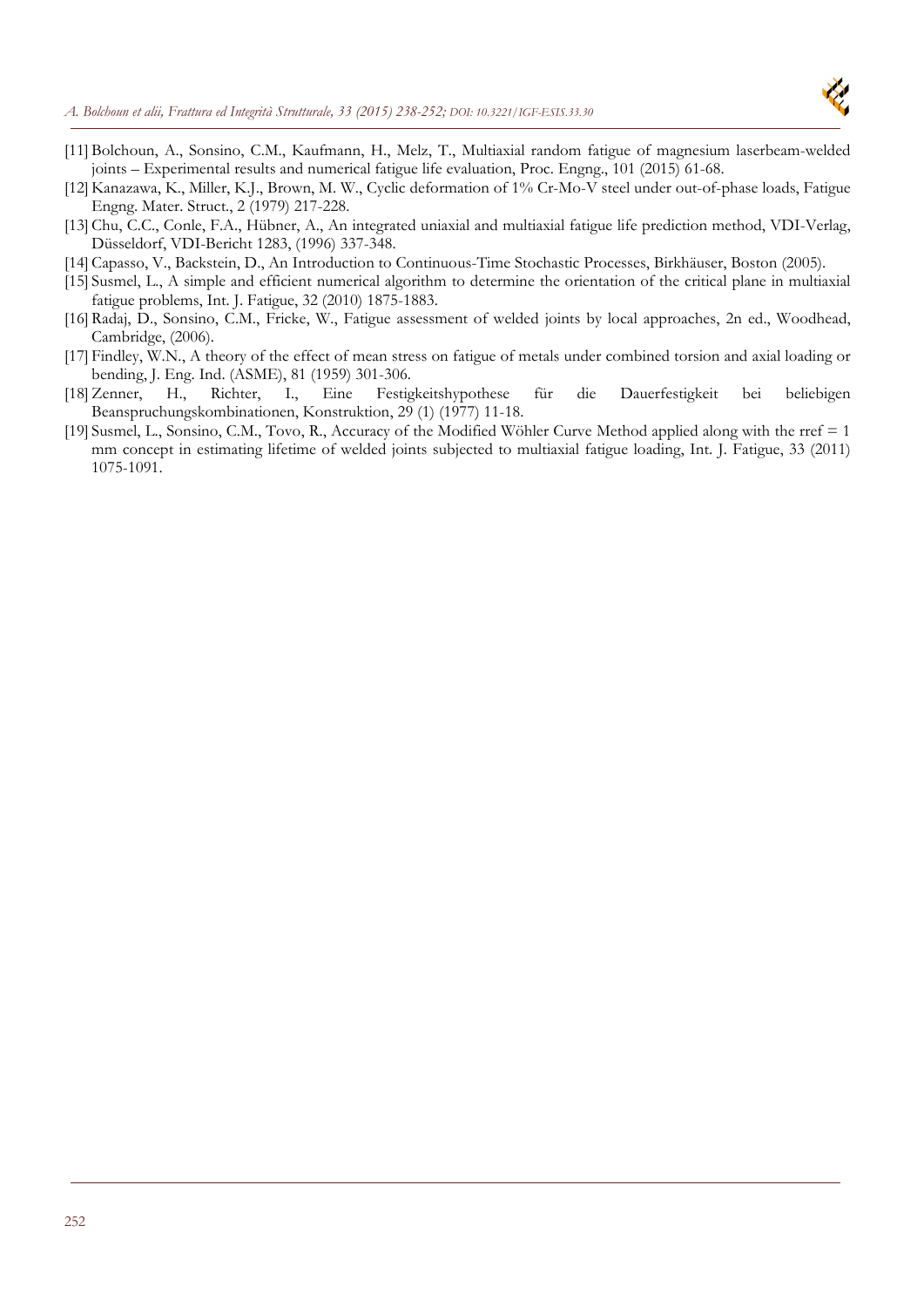[11] Bolchoun, A., Sonsino, C.M., Kaufmann, H., Melz, T., Multiaxial random fatigue of magnesium laserbeam-welded joints – Experimental results and numerical fatigue life evaluation, Proc. Engng., 101 (2015) 61-68.

[12] Kanazawa, K., Miller, K.J., Brown, M. W., Cyclic deformation of 1% Cr-Mo-V steel under out-of-phase loads, Fatigue Engng. Mater. Struct., 2 (1979) 217-228.

[13] Chu, C.C., Conle, F.A., Hübner, A., An integrated uniaxial and multiaxial fatigue life prediction method, VDI-Verlag, Düsseldorf, VDI-Bericht 1283, (1996) 337-348.

[14] Capasso, V., Backstein, D., An Introduction to Continuous-Time Stochastic Processes, Birkhäuser, Boston (2005).

[15] Susmel, L., A simple and efficient numerical algorithm to determine the orientation of the critical plane in multiaxial fatigue problems, Int. J. Fatigue, 32 (2010) 1875-1883.

[16] Radaj, D., Sonsino, C.M., Fricke, W., Fatigue assessment of welded joints by local approaches, 2n ed., Woodhead, Cambridge, (2006).

[17] Findley, W.N., A theory of the effect of mean stress on fatigue of metals under combined torsion and axial loading or bending, J. Eng. Ind. (ASME), 81 (1959) 301-306.

[18] Zenner, H., Richter, I., Eine Festigkeitshypothese für die Dauerfestigkeit bei beliebigen Beanspruchungskombinationen, Konstruktion, 29 (1) (1977) 11-18.

[19] Susmel, L., Sonsino, C.M., Tovo, R., Accuracy of the Modified Wöhler Curve Method applied along with the rref = 1 mm concept in estimating lifetime of welded joints subjected to multiaxial fatigue loading, Int. J. Fatigue, 33 (2011) 1075-1091.